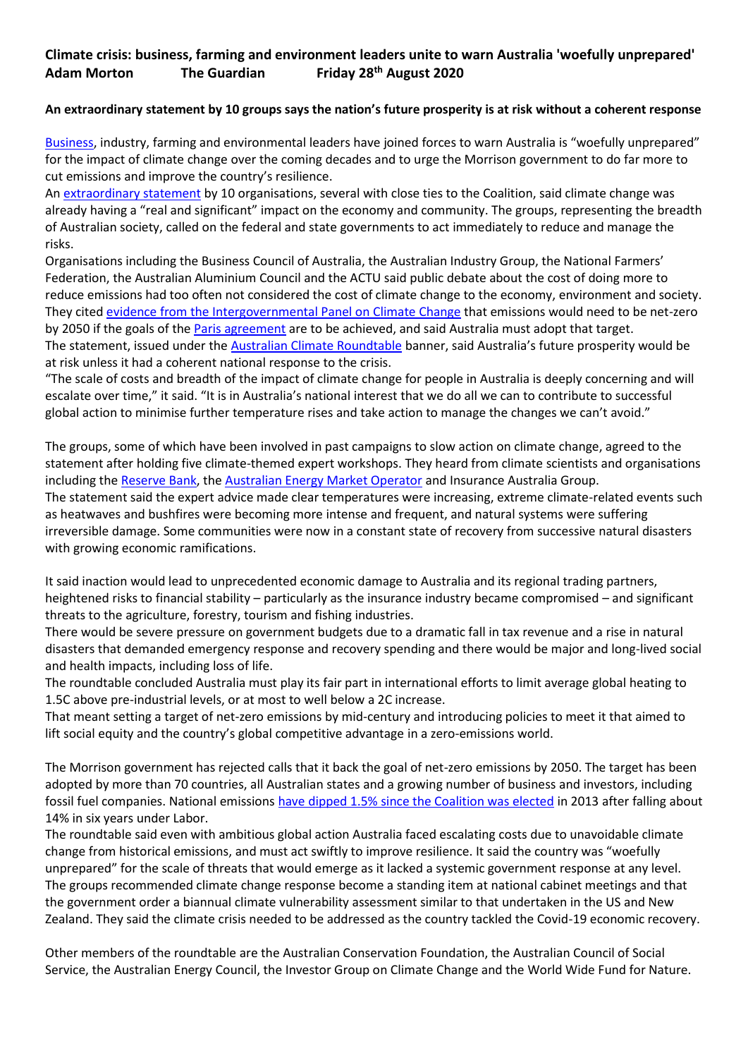**Climate crisis: business, farming and environment leaders unite to warn Australia 'woefully unprepared'**
**Adam Morton The Guardian Friday 28th August 2020**

**An extraordinary statement by 10 groups says the nation's future prosperity is at risk without a coherent response**

Business, industry, farming and environmental leaders have joined forces to warn Australia is "woefully unprepared" for the impact of climate change over the coming decades and to urge the Morrison government to do far more to cut emissions and improve the country's resilience.

An extraordinary statement by 10 organisations, several with close ties to the Coalition, said climate change was already having a "real and significant" impact on the economy and community. The groups, representing the breadth of Australian society, called on the federal and state governments to act immediately to reduce and manage the risks.

Organisations including the Business Council of Australia, the Australian Industry Group, the National Farmers' Federation, the Australian Aluminium Council and the ACTU said public debate about the cost of doing more to reduce emissions had too often not considered the cost of climate change to the economy, environment and society. They cited evidence from the Intergovernmental Panel on Climate Change that emissions would need to be net-zero by 2050 if the goals of the Paris agreement are to be achieved, and said Australia must adopt that target.

The statement, issued under the Australian Climate Roundtable banner, said Australia's future prosperity would be at risk unless it had a coherent national response to the crisis.

"The scale of costs and breadth of the impact of climate change for people in Australia is deeply concerning and will escalate over time," it said. "It is in Australia's national interest that we do all we can to contribute to successful global action to minimise further temperature rises and take action to manage the changes we can't avoid."

The groups, some of which have been involved in past campaigns to slow action on climate change, agreed to the statement after holding five climate-themed expert workshops. They heard from climate scientists and organisations including the Reserve Bank, the Australian Energy Market Operator and Insurance Australia Group.

The statement said the expert advice made clear temperatures were increasing, extreme climate-related events such as heatwaves and bushfires were becoming more intense and frequent, and natural systems were suffering irreversible damage. Some communities were now in a constant state of recovery from successive natural disasters with growing economic ramifications.

It said inaction would lead to unprecedented economic damage to Australia and its regional trading partners, heightened risks to financial stability – particularly as the insurance industry became compromised – and significant threats to the agriculture, forestry, tourism and fishing industries.

There would be severe pressure on government budgets due to a dramatic fall in tax revenue and a rise in natural disasters that demanded emergency response and recovery spending and there would be major and long-lived social and health impacts, including loss of life.

The roundtable concluded Australia must play its fair part in international efforts to limit average global heating to 1.5C above pre-industrial levels, or at most to well below a 2C increase.

That meant setting a target of net-zero emissions by mid-century and introducing policies to meet it that aimed to lift social equity and the country's global competitive advantage in a zero-emissions world.

The Morrison government has rejected calls that it back the goal of net-zero emissions by 2050. The target has been adopted by more than 70 countries, all Australian states and a growing number of business and investors, including fossil fuel companies. National emissions have dipped 1.5% since the Coalition was elected in 2013 after falling about 14% in six years under Labor.

The roundtable said even with ambitious global action Australia faced escalating costs due to unavoidable climate change from historical emissions, and must act swiftly to improve resilience. It said the country was "woefully unprepared" for the scale of threats that would emerge as it lacked a systemic government response at any level.

The groups recommended climate change response become a standing item at national cabinet meetings and that the government order a biannual climate vulnerability assessment similar to that undertaken in the US and New Zealand. They said the climate crisis needed to be addressed as the country tackled the Covid-19 economic recovery.

Other members of the roundtable are the Australian Conservation Foundation, the Australian Council of Social Service, the Australian Energy Council, the Investor Group on Climate Change and the World Wide Fund for Nature.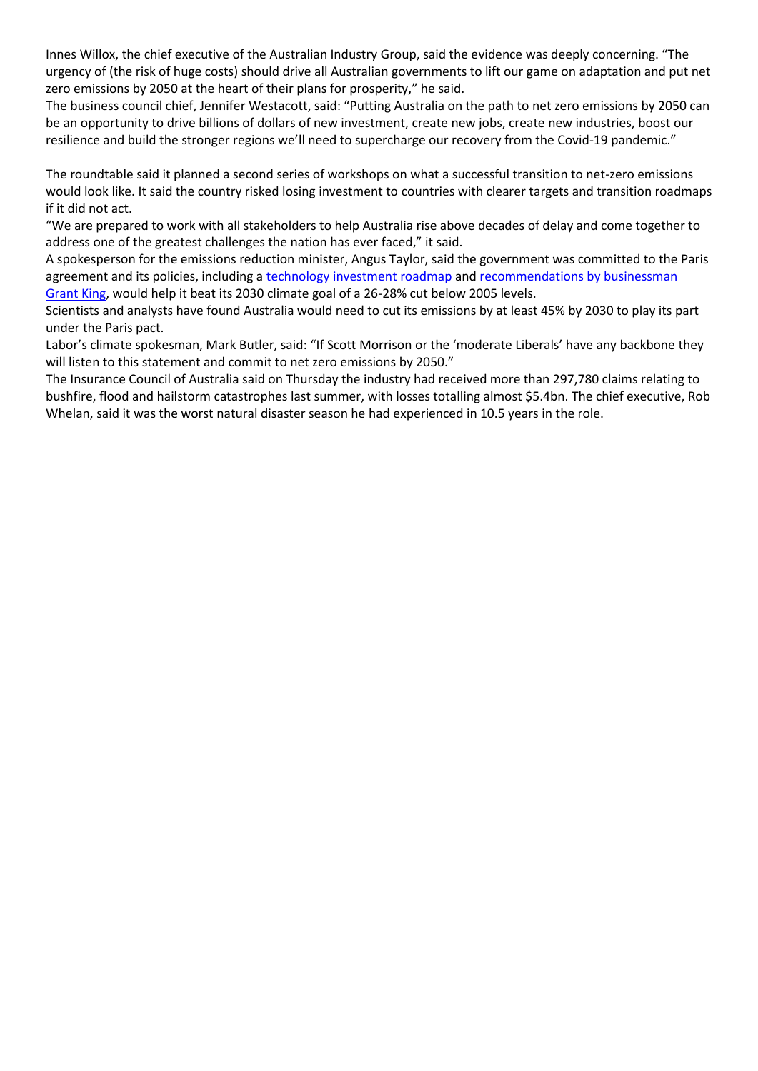Innes Willox, the chief executive of the Australian Industry Group, said the evidence was deeply concerning. "The urgency of (the risk of huge costs) should drive all Australian governments to lift our game on adaptation and put net zero emissions by 2050 at the heart of their plans for prosperity," he said.

The business council chief, Jennifer Westacott, said: "Putting Australia on the path to net zero emissions by 2050 can be an opportunity to drive billions of dollars of new investment, create new jobs, create new industries, boost our resilience and build the stronger regions we'll need to supercharge our recovery from the Covid-19 pandemic."

The roundtable said it planned a second series of workshops on what a successful transition to net-zero emissions would look like. It said the country risked losing investment to countries with clearer targets and transition roadmaps if it did not act.

"We are prepared to work with all stakeholders to help Australia rise above decades of delay and come together to address one of the greatest challenges the nation has ever faced," it said.

A spokesperson for the emissions reduction minister, Angus Taylor, said the government was committed to the Paris agreement and its policies, including a technology investment roadmap and recommendations by businessman Grant King, would help it beat its 2030 climate goal of a 26-28% cut below 2005 levels.

Scientists and analysts have found Australia would need to cut its emissions by at least 45% by 2030 to play its part under the Paris pact.

Labor's climate spokesman, Mark Butler, said: "If Scott Morrison or the 'moderate Liberals' have any backbone they will listen to this statement and commit to net zero emissions by 2050."

The Insurance Council of Australia said on Thursday the industry had received more than 297,780 claims relating to bushfire, flood and hailstorm catastrophes last summer, with losses totalling almost $5.4bn. The chief executive, Rob Whelan, said it was the worst natural disaster season he had experienced in 10.5 years in the role.